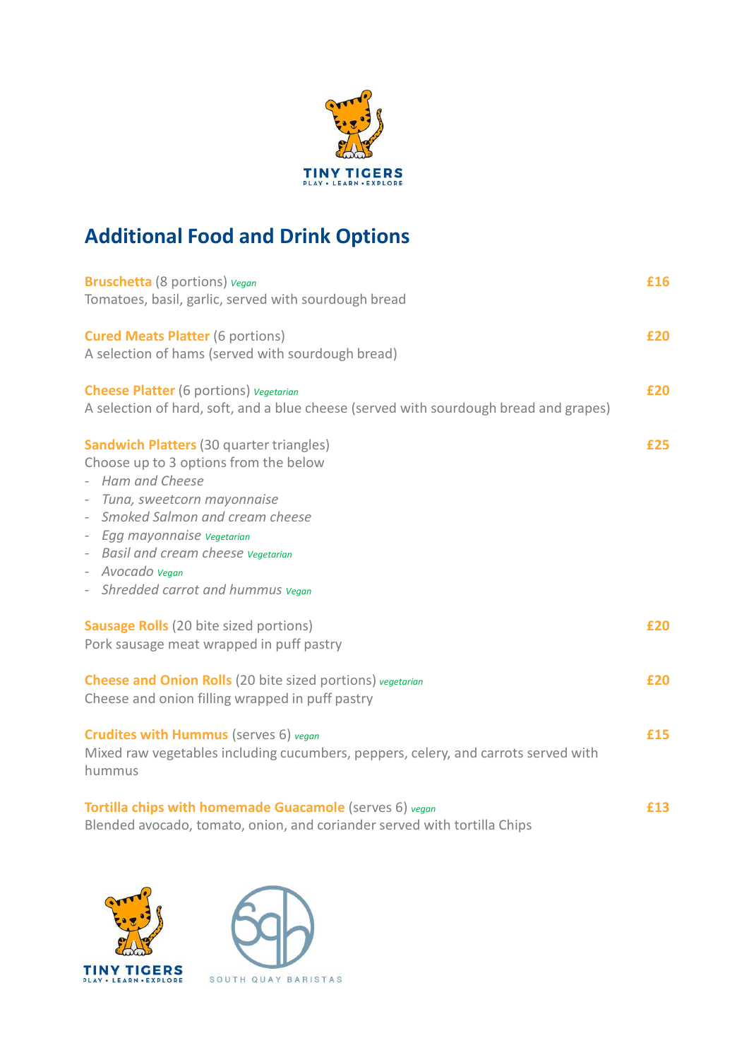TINY TIGERS
PLAY • LEARN • EXPLORE

## Additional Food and Drink Options

**Bruschetta** (8 portions) *Vegan* — **£16**
Tomatoes, basil, garlic, served with sourdough bread

**Cured Meats Platter** (6 portions) — **£20**
A selection of hams (served with sourdough bread)

**Cheese Platter** (6 portions) *Vegetarian* — **£20**
A selection of hard, soft, and a blue cheese (served with sourdough bread and grapes)

**Sandwich Platters** (30 quarter triangles) — **£25**
Choose up to 3 options from the below

- *Ham and Cheese*
- *Tuna, sweetcorn mayonnaise*
- *Smoked Salmon and cream cheese*
- *Egg mayonnaise* *Vegetarian*
- *Basil and cream cheese* *Vegetarian*
- *Avocado* *Vegan*
- *Shredded carrot and hummus* *Vegan*

**Sausage Rolls** (20 bite sized portions) — **£20**
Pork sausage meat wrapped in puff pastry

**Cheese and Onion Rolls** (20 bite sized portions) *vegetarian* — **£20**
Cheese and onion filling wrapped in puff pastry

**Crudites with Hummus** (serves 6) *vegan* — **£15**
Mixed raw vegetables including cucumbers, peppers, celery, and carrots served with hummus

**Tortilla chips with homemade Guacamole** (serves 6) *vegan* — **£13**
Blended avocado, tomato, onion, and coriander served with tortilla Chips

TINY TIGERS
PLAY • LEARN • EXPLORE

SOUTH QUAY BARISTAS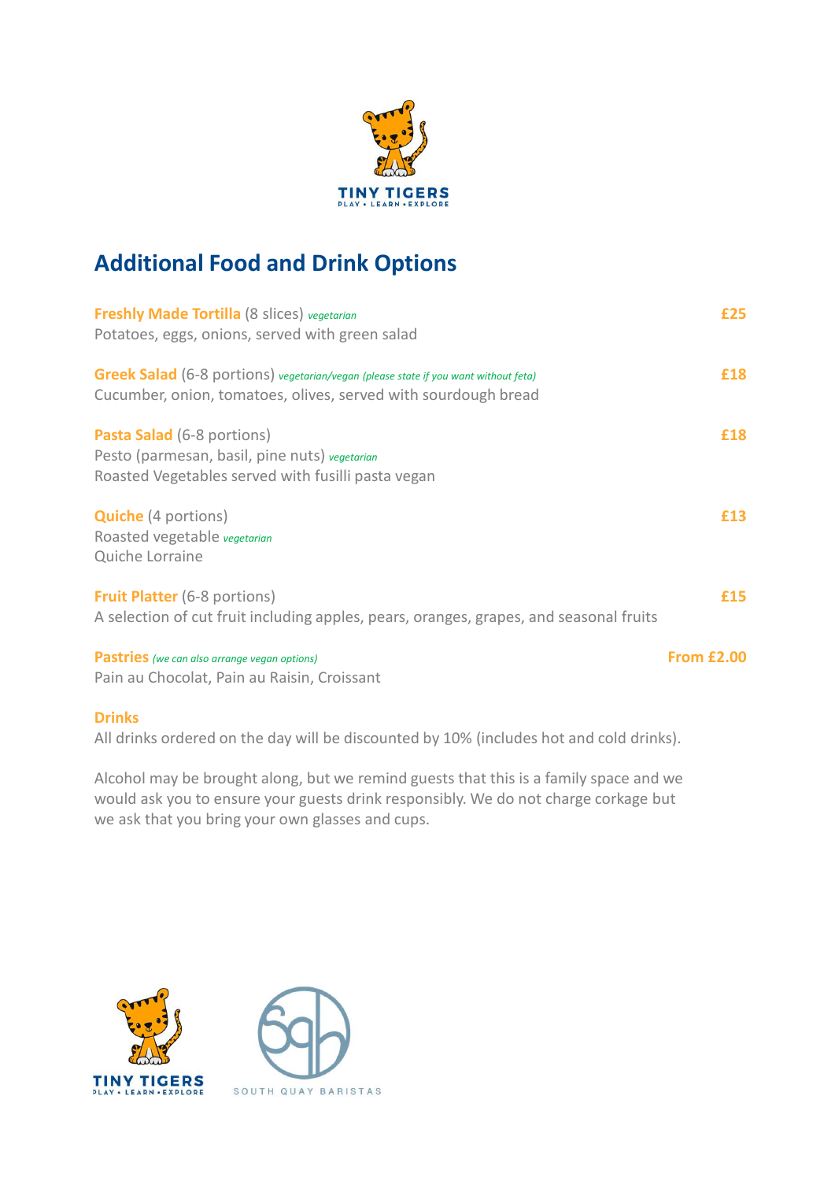# Additional Food and Drink Options

**Freshly Made Tortilla** (8 slices) *vegetarian* — **£25**
Potatoes, eggs, onions, served with green salad

**Greek Salad** (6-8 portions) *vegetarian/vegan (please state if you want without feta)* — **£18**
Cucumber, onion, tomatoes, olives, served with sourdough bread

**Pasta Salad** (6-8 portions) — **£18**
Pesto (parmesan, basil, pine nuts) *vegetarian*
Roasted Vegetables served with fusilli pasta vegan

**Quiche** (4 portions) — **£13**
Roasted vegetable *vegetarian*
Quiche Lorraine

**Fruit Platter** (6-8 portions) — **£15**
A selection of cut fruit including apples, pears, oranges, grapes, and seasonal fruits

**Pastries** *(we can also arrange vegan options)* — **From £2.00**
Pain au Chocolat, Pain au Raisin, Croissant

**Drinks**
All drinks ordered on the day will be discounted by 10% (includes hot and cold drinks).

Alcohol may be brought along, but we remind guests that this is a family space and we would ask you to ensure your guests drink responsibly. We do not charge corkage but we ask that you bring your own glasses and cups.

TINY TIGERS
PLAY • LEARN • EXPLORE

SOUTH QUAY BARISTAS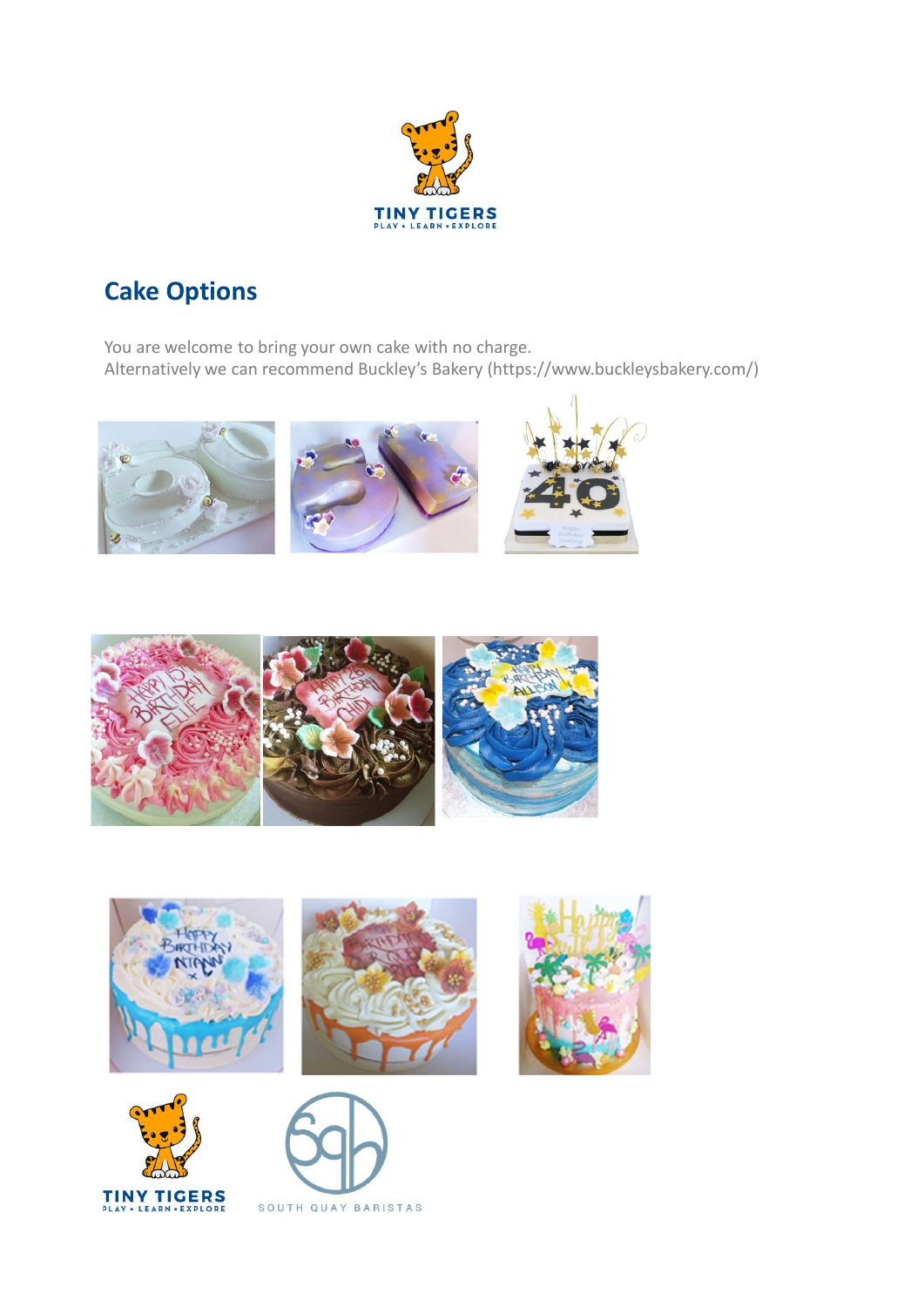## Cake Options

You are welcome to bring your own cake with no charge.
Alternatively we can recommend Buckley's Bakery (https://www.buckleysbakery.com/)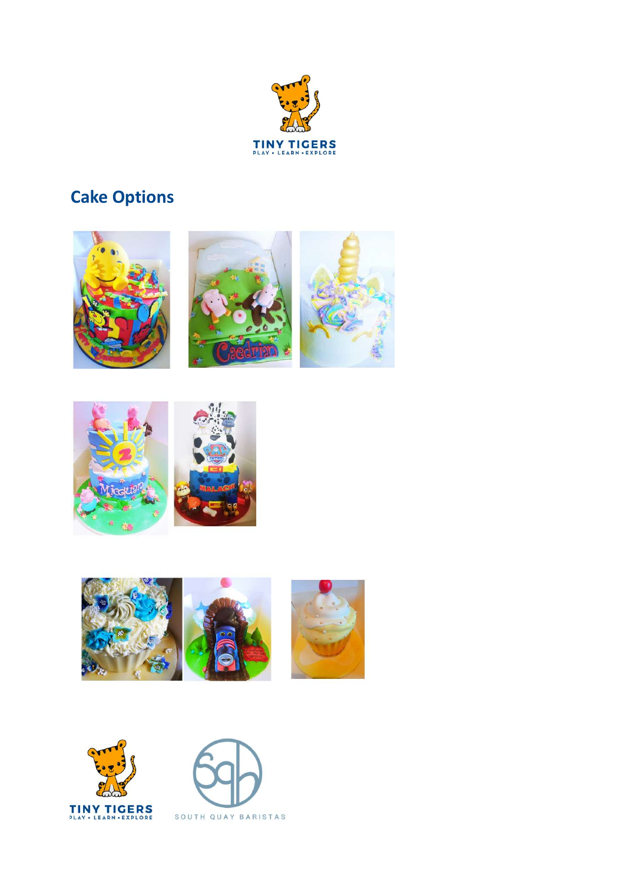## Cake Options